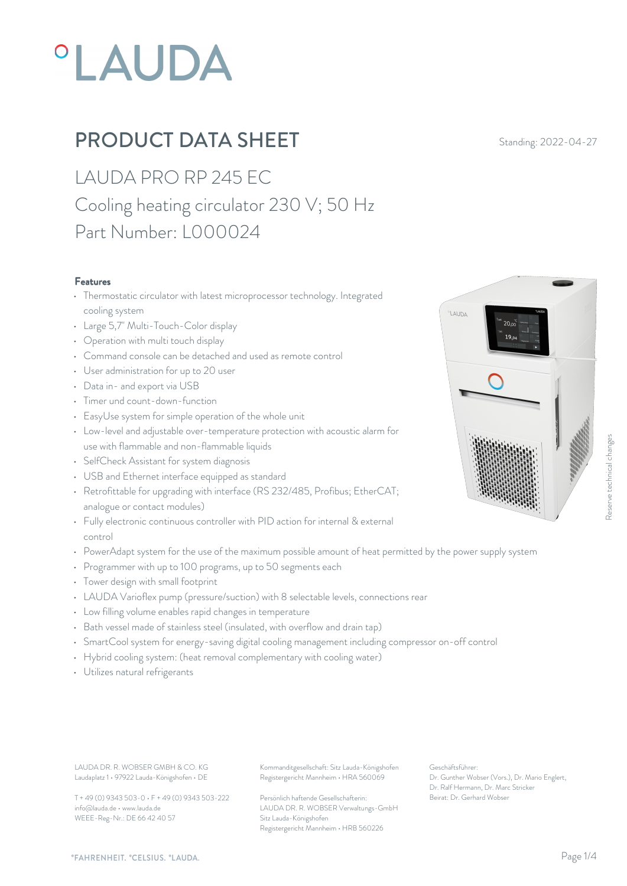# PRODUCT DATA SHEET

Standing: 2022-04-27

## LAUDA PRO RP 245 EC

## Cooling heating circulator 230 V; 50 Hz

## Part Number: L000024

### Features

- Thermostatic circulator with latest microprocessor technology. Integrated cooling system
- Large 5,7" Multi-Touch-Color display
- Operation with multi touch display
- Command console can be detached and used as remote control
- User administration for up to 20 user
- Data in- and export via USB
- Timer und count-down-function
- EasyUse system for simple operation of the whole unit
- Low-level and adjustable over-temperature protection with acoustic alarm for use with flammable and non-flammable liquids
- SelfCheck Assistant for system diagnosis
- USB and Ethernet interface equipped as standard
- Retrofittable for upgrading with interface (RS 232/485, Profibus; EtherCAT; analogue or contact modules)
- Fully electronic continuous controller with PID action for internal & external control
- PowerAdapt system for the use of the maximum possible amount of heat permitted by the power supply system
- Programmer with up to 100 programs, up to 50 segments each
- Tower design with small footprint
- LAUDA Varioflex pump (pressure/suction) with 8 selectable levels, connections rear
- Low filling volume enables rapid changes in temperature
- Bath vessel made of stainless steel (insulated, with overflow and drain tap)
- SmartCool system for energy-saving digital cooling management including compressor on-off control
- Hybrid cooling system: (heat removal complementary with cooling water)
- Utilizes natural refrigerants

Reserve technical changes

LAUDA DR. R. WOBSER GMBH & CO. KG
Laudaplatz 1 • 97922 Lauda-Königshofen • DE

T + 49 (0) 9343 503-0 • F + 49 (0) 9343 503-222
info@lauda.de • www.lauda.de
WEEE-Reg-Nr.: DE 66 42 40 57

Kommanditgesellschaft: Sitz Lauda-Königshofen
Registergericht Mannheim • HRA 560069

Persönlich haftende Gesellschafterin:
LAUDA DR. R. WOBSER Verwaltungs-GmbH
Sitz Lauda-Königshofen
Registergericht Mannheim • HRB 560226

Geschäftsführer:
Dr. Gunther Wobser (Vors.), Dr. Mario Englert, Dr. Ralf Hermann, Dr. Marc Stricker
Beirat: Dr. Gerhard Wobser

°FAHRENHEIT. °CELSIUS. °LAUDA.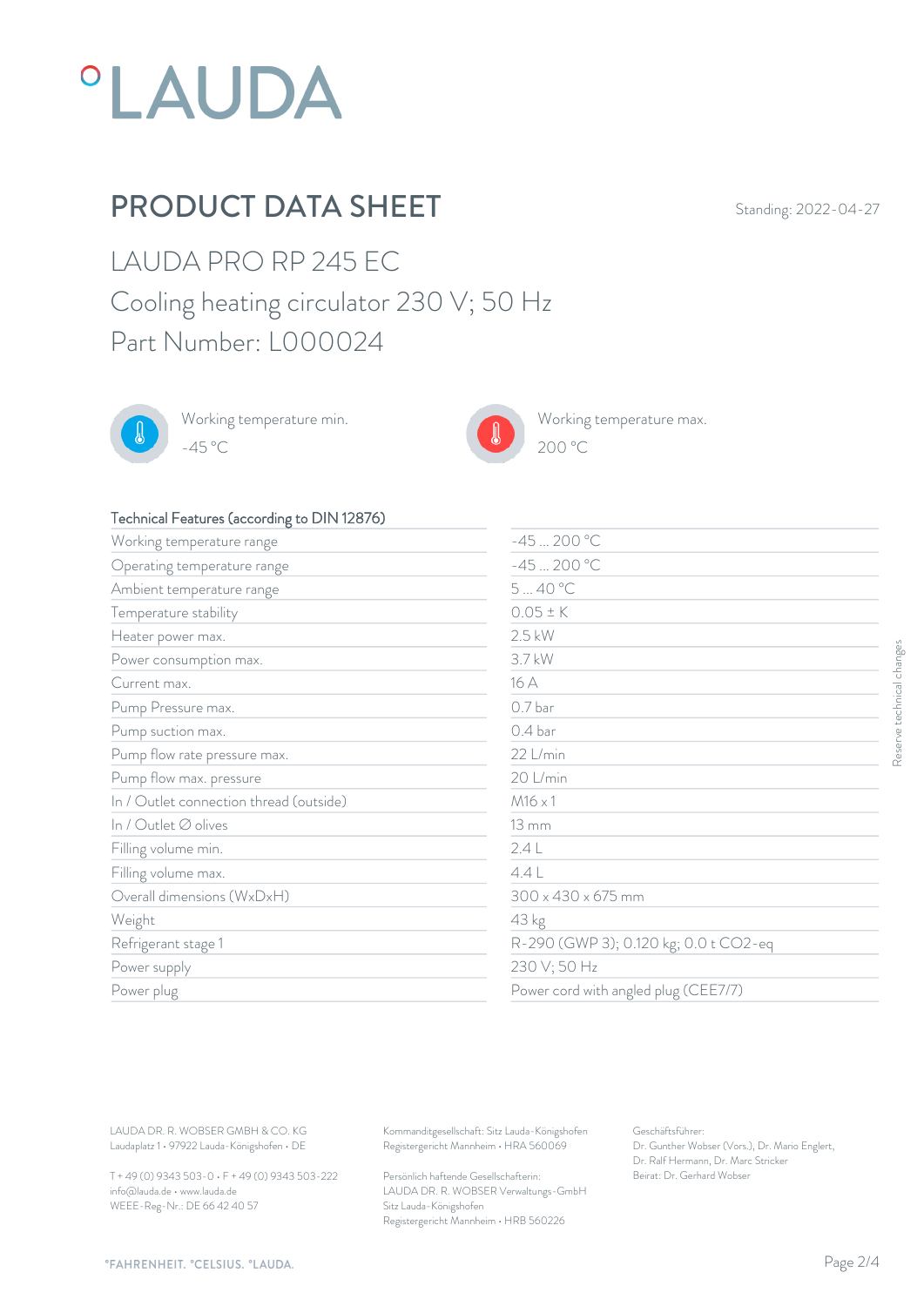°LAUDA

# PRODUCT DATA SHEET

Standing: 2022-04-27

## LAUDA PRO RP 245 EC

## Cooling heating circulator 230 V; 50 Hz

## Part Number: L000024

Working temperature min.
-45 °C

Working temperature max.
200 °C

| Technical Features (according to DIN 12876) | |
|---|---|
| Working temperature range | -45 ... 200 °C |
| Operating temperature range | -45 ... 200 °C |
| Ambient temperature range | 5 ... 40 °C |
| Temperature stability | 0.05 ± K |
| Heater power max. | 2.5 kW |
| Power consumption max. | 3.7 kW |
| Current max. | 16 A |
| Pump Pressure max. | 0.7 bar |
| Pump suction max. | 0.4 bar |
| Pump flow rate pressure max. | 22 L/min |
| Pump flow max. pressure | 20 L/min |
| In / Outlet connection thread (outside) | M16 x 1 |
| In / Outlet ∅ olives | 13 mm |
| Filling volume min. | 2.4 L |
| Filling volume max. | 4.4 L |
| Overall dimensions (WxDxH) | 300 x 430 x 675 mm |
| Weight | 43 kg |
| Refrigerant stage 1 | R-290 (GWP 3); 0.120 kg; 0.0 t $CO_2$-eq |
| Power supply | 230 V; 50 Hz |
| Power plug | Power cord with angled plug (CEE7/7) |

Reserve technical changes

LAUDA DR. R. WOBSER GMBH & CO. KG
Laudaplatz 1 • 97922 Lauda-Königshofen • DE

T + 49 (0) 9343 503-0 • F + 49 (0) 9343 503-222
info@lauda.de • www.lauda.de
WEEE-Reg-Nr.: DE 66 42 40 57

Kommanditgesellschaft: Sitz Lauda-Königshofen
Registergericht Mannheim • HRA 560069

Persönlich haftende Gesellschafterin:
LAUDA DR. R. WOBSER Verwaltungs-GmbH
Sitz Lauda-Königshofen
Registergericht Mannheim • HRB 560226

Geschäftsführer:
Dr. Gunther Wobser (Vors.), Dr. Mario Englert,
Dr. Ralf Hermann, Dr. Marc Stricker
Beirat: Dr. Gerhard Wobser

°FAHRENHEIT. °CELSIUS. °LAUDA.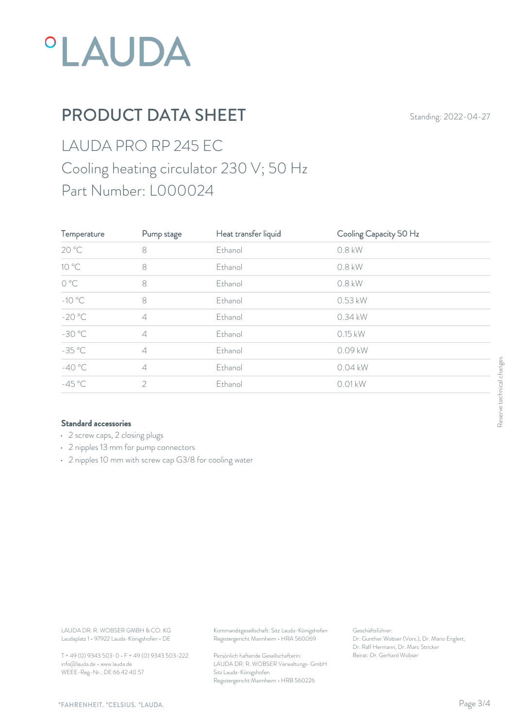# PRODUCT DATA SHEET

Standing: 2022-04-27

## LAUDA PRO RP 245 EC

## Cooling heating circulator 230 V; 50 Hz

## Part Number: L000024

| Temperature | Pump stage | Heat transfer liquid | Cooling Capacity 50 Hz |
| --- | --- | --- | --- |
| 20 °C | 8 | Ethanol | 0.8 kW |
| 10 °C | 8 | Ethanol | 0.8 kW |
| 0 °C | 8 | Ethanol | 0.8 kW |
| -10 °C | 8 | Ethanol | 0.53 kW |
| -20 °C | 4 | Ethanol | 0.34 kW |
| -30 °C | 4 | Ethanol | 0.15 kW |
| -35 °C | 4 | Ethanol | 0.09 kW |
| -40 °C | 4 | Ethanol | 0.04 kW |
| -45 °C | 2 | Ethanol | 0.01 kW |

**Standard accessories**

- 2 screw caps, 2 closing plugs
- 2 nipples 13 mm for pump connectors
- 2 nipples 10 mm with screw cap G3/8 for cooling water

Reserve technical changes

LAUDA DR. R. WOBSER GMBH & CO. KG
Laudaplatz 1 • 97922 Lauda-Königshofen • DE

T + 49 (0) 9343 503-0 • F + 49 (0) 9343 503-222
info@lauda.de • www.lauda.de
WEEE-Reg-Nr.: DE 66 42 40 57

Kommanditgesellschaft: Sitz Lauda-Königshofen
Registergericht Mannheim • HRA 560069

Persönlich haftende Gesellschafterin:
LAUDA DR. R. WOBSER Verwaltungs-GmbH
Sitz Lauda-Königshofen
Registergericht Mannheim • HRB 560226

Geschäftsführer:
Dr. Gunther Wobser (Vors.), Dr. Mario Englert,
Dr. Ralf Hermann, Dr. Marc Stricker
Beirat: Dr. Gerhard Wobser

°FAHRENHEIT. °CELSIUS. °LAUDA.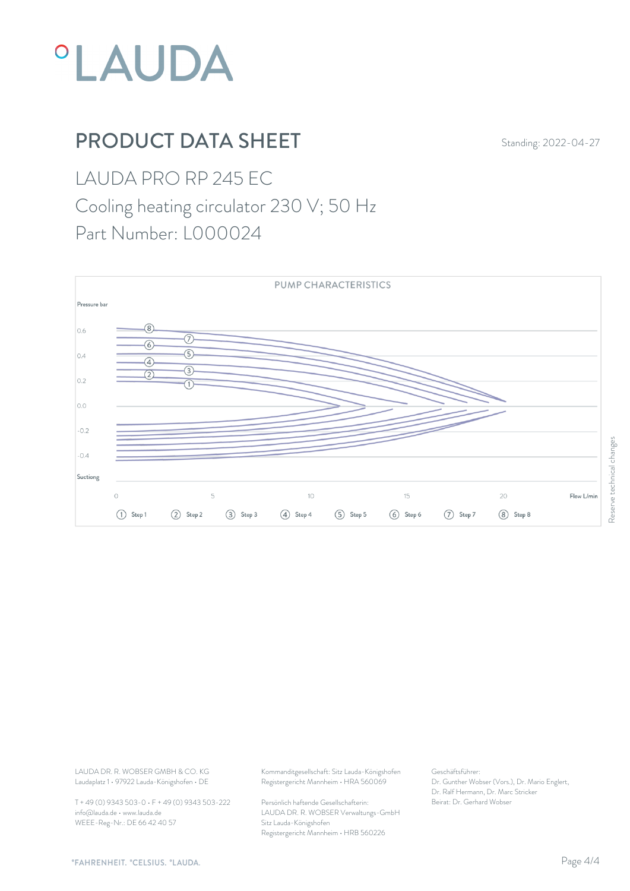# PRODUCT DATA SHEET

Standing: 2022-04-27

## LAUDA PRO RP 245 EC

Cooling heating circulator 230 V; 50 Hz

Part Number: L000024

PUMP CHARACTERISTICS

Pressure bar

0.6

0.4

0.2

0.0

-0.2

-0.4

Suctiong

0 5 10 15 20 Flow L/min

① Step 1 ② Step 2 ③ Step 3 ④ Step 4 ⑤ Step 5 ⑥ Step 6 ⑦ Step 7 ⑧ Step 8

Reserve technical changes

LAUDA DR. R. WOBSER GMBH & CO. KG
Laudaplatz 1 • 97922 Lauda-Königshofen • DE

T + 49 (0) 9343 503-0 • F + 49 (0) 9343 503-222
info@lauda.de • www.lauda.de
WEEE-Reg-Nr.: DE 66 42 40 57

Kommanditgesellschaft: Sitz Lauda-Königshofen
Registergericht Mannheim • HRA 560069

Persönlich haftende Gesellschafterin:
LAUDA DR. R. WOBSER Verwaltungs-GmbH
Sitz Lauda-Königshofen
Registergericht Mannheim • HRB 560226

Geschäftsführer:
Dr. Gunther Wobser (Vors.), Dr. Mario Englert,
Dr. Ralf Hermann, Dr. Marc Stricker
Beirat: Dr. Gerhard Wobser

°FAHRENHEIT. °CELSIUS. °LAUDA.